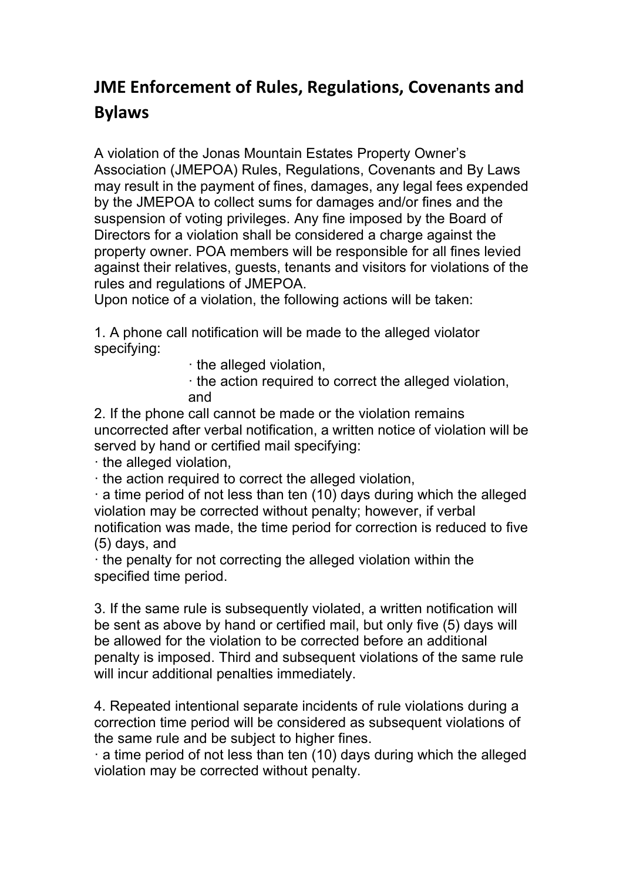# JME Enforcement of Rules, Regulations, Covenants and Bylaws

A violation of the Jonas Mountain Estates Property Owner's Association (JMEPOA) Rules, Regulations, Covenants and By Laws may result in the payment of fines, damages, any legal fees expended by the JMEPOA to collect sums for damages and/or fines and the suspension of voting privileges. Any fine imposed by the Board of Directors for a violation shall be considered a charge against the property owner. POA members will be responsible for all fines levied against their relatives, guests, tenants and visitors for violations of the rules and regulations of JMEPOA.
Upon notice of a violation, the following actions will be taken:

1. A phone call notification will be made to the alleged violator specifying:
   - · the alleged violation,
   - · the action required to correct the alleged violation, and

2. If the phone call cannot be made or the violation remains uncorrected after verbal notification, a written notice of violation will be served by hand or certified mail specifying:
   - · the alleged violation,
   - · the action required to correct the alleged violation,
   - · a time period of not less than ten (10) days during which the alleged violation may be corrected without penalty; however, if verbal notification was made, the time period for correction is reduced to five (5) days, and
   - · the penalty for not correcting the alleged violation within the specified time period.

3. If the same rule is subsequently violated, a written notification will be sent as above by hand or certified mail, but only five (5) days will be allowed for the violation to be corrected before an additional penalty is imposed. Third and subsequent violations of the same rule will incur additional penalties immediately.

4. Repeated intentional separate incidents of rule violations during a correction time period will be considered as subsequent violations of the same rule and be subject to higher fines.
   - · a time period of not less than ten (10) days during which the alleged violation may be corrected without penalty.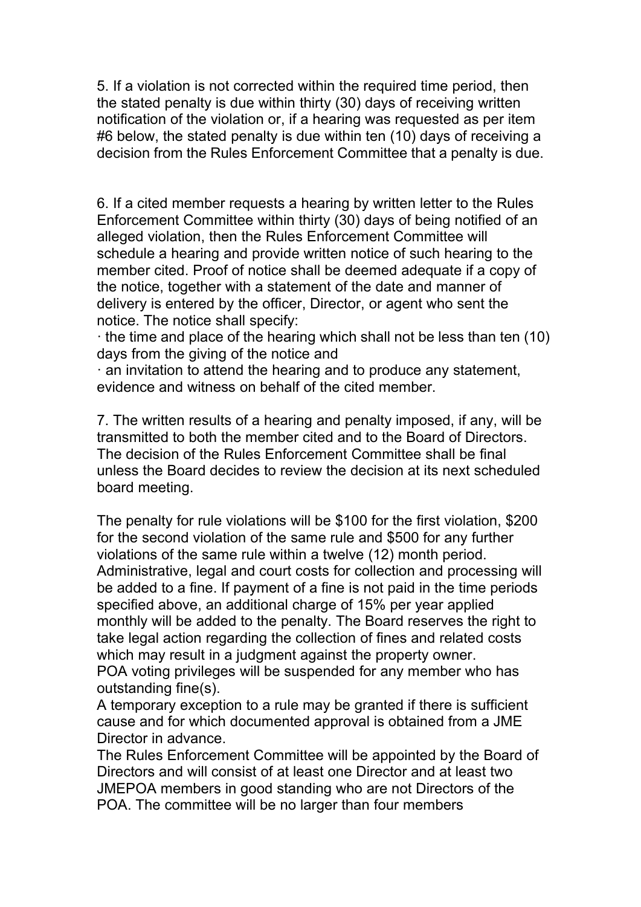5. If a violation is not corrected within the required time period, then the stated penalty is due within thirty (30) days of receiving written notification of the violation or, if a hearing was requested as per item #6 below, the stated penalty is due within ten (10) days of receiving a decision from the Rules Enforcement Committee that a penalty is due.

6. If a cited member requests a hearing by written letter to the Rules Enforcement Committee within thirty (30) days of being notified of an alleged violation, then the Rules Enforcement Committee will schedule a hearing and provide written notice of such hearing to the member cited. Proof of notice shall be deemed adequate if a copy of the notice, together with a statement of the date and manner of delivery is entered by the officer, Director, or agent who sent the notice. The notice shall specify:

· the time and place of the hearing which shall not be less than ten (10) days from the giving of the notice and

· an invitation to attend the hearing and to produce any statement, evidence and witness on behalf of the cited member.

7. The written results of a hearing and penalty imposed, if any, will be transmitted to both the member cited and to the Board of Directors. The decision of the Rules Enforcement Committee shall be final unless the Board decides to review the decision at its next scheduled board meeting.

The penalty for rule violations will be $100 for the first violation, $200 for the second violation of the same rule and $500 for any further violations of the same rule within a twelve (12) month period. Administrative, legal and court costs for collection and processing will be added to a fine. If payment of a fine is not paid in the time periods specified above, an additional charge of 15% per year applied monthly will be added to the penalty. The Board reserves the right to take legal action regarding the collection of fines and related costs which may result in a judgment against the property owner.
POA voting privileges will be suspended for any member who has outstanding fine(s).
A temporary exception to a rule may be granted if there is sufficient cause and for which documented approval is obtained from a JME Director in advance.
The Rules Enforcement Committee will be appointed by the Board of Directors and will consist of at least one Director and at least two JMEPOA members in good standing who are not Directors of the POA. The committee will be no larger than four members